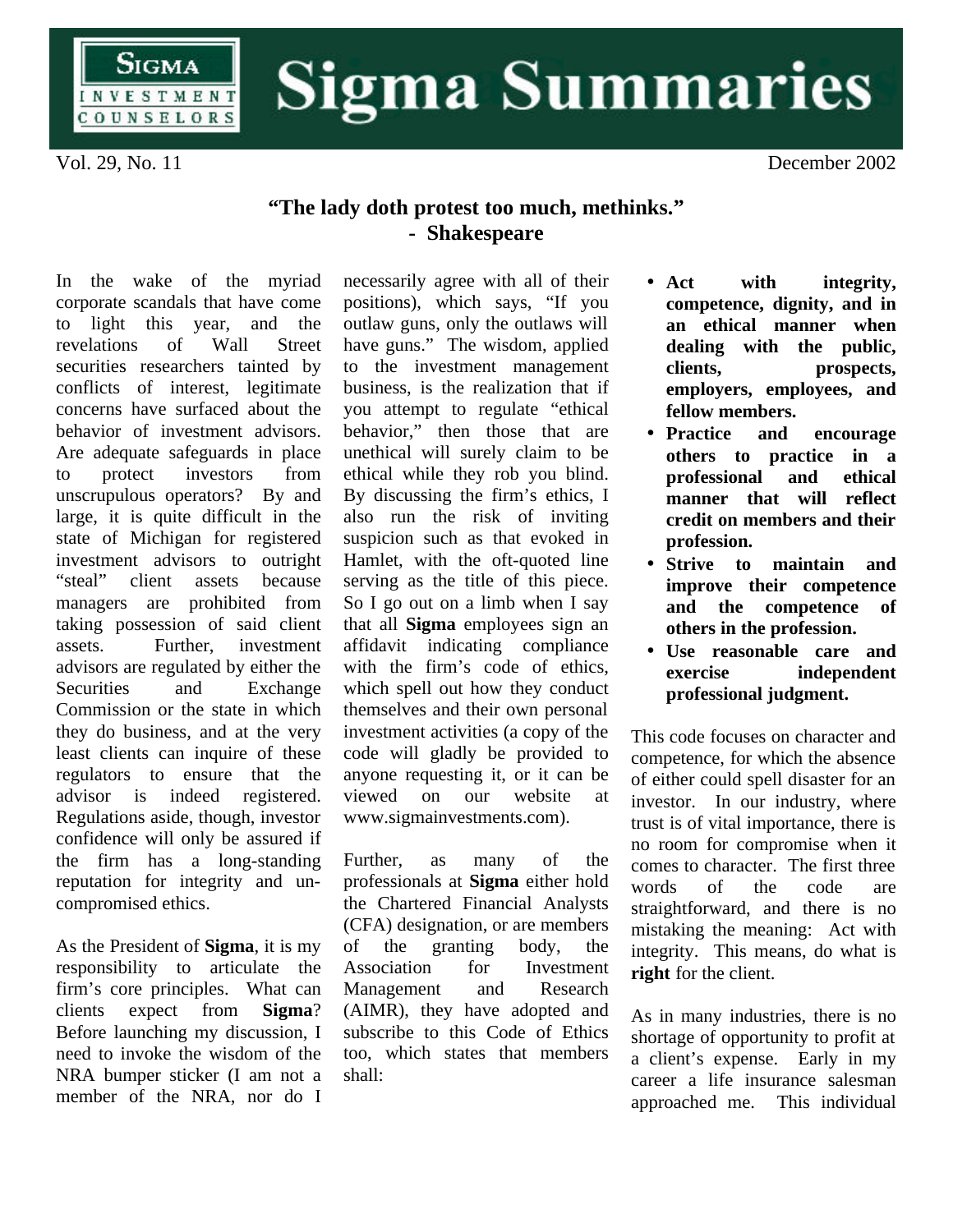# Sigma Summaries

SIGMA INVESTMENT COUNSELORS

Vol. 29, No. 11 December 2002

## "The lady doth protest too much, methinks."
## - Shakespeare

In the wake of the myriad corporate scandals that have come to light this year, and the revelations of Wall Street securities researchers tainted by conflicts of interest, legitimate concerns have surfaced about the behavior of investment advisors. Are adequate safeguards in place to protect investors from unscrupulous operators? By and large, it is quite difficult in the state of Michigan for registered investment advisors to outright "steal" client assets because managers are prohibited from taking possession of said client assets. Further, investment advisors are regulated by either the Securities and Exchange Commission or the state in which they do business, and at the very least clients can inquire of these regulators to ensure that the advisor is indeed registered. Regulations aside, though, investor confidence will only be assured if the firm has a long-standing reputation for integrity and un-compromised ethics.

As the President of **Sigma**, it is my responsibility to articulate the firm's core principles. What can clients expect from **Sigma**? Before launching my discussion, I need to invoke the wisdom of the NRA bumper sticker (I am not a member of the NRA, nor do I necessarily agree with all of their positions), which says, "If you outlaw guns, only the outlaws will have guns." The wisdom, applied to the investment management business, is the realization that if you attempt to regulate "ethical behavior," then those that are unethical will surely claim to be ethical while they rob you blind. By discussing the firm's ethics, I also run the risk of inviting suspicion such as that evoked in Hamlet, with the oft-quoted line serving as the title of this piece. So I go out on a limb when I say that all **Sigma** employees sign an affidavit indicating compliance with the firm's code of ethics, which spell out how they conduct themselves and their own personal investment activities (a copy of the code will gladly be provided to anyone requesting it, or it can be viewed on our website at www.sigmainvestments.com).

Further, as many of the professionals at **Sigma** either hold the Chartered Financial Analysts (CFA) designation, or are members of the granting body, the Association for Investment Management and Research (AIMR), they have adopted and subscribe to this Code of Ethics too, which states that members shall:

- **Act with integrity, competence, dignity, and in an ethical manner when dealing with the public, clients, prospects, employers, employees, and fellow members.**
- **Practice and encourage others to practice in a professional and ethical manner that will reflect credit on members and their profession.**
- **Strive to maintain and improve their competence and the competence of others in the profession.**
- **Use reasonable care and exercise independent professional judgment.**

This code focuses on character and competence, for which the absence of either could spell disaster for an investor. In our industry, where trust is of vital importance, there is no room for compromise when it comes to character. The first three words of the code are straightforward, and there is no mistaking the meaning: Act with integrity. This means, do what is **right** for the client.

As in many industries, there is no shortage of opportunity to profit at a client's expense. Early in my career a life insurance salesman approached me. This individual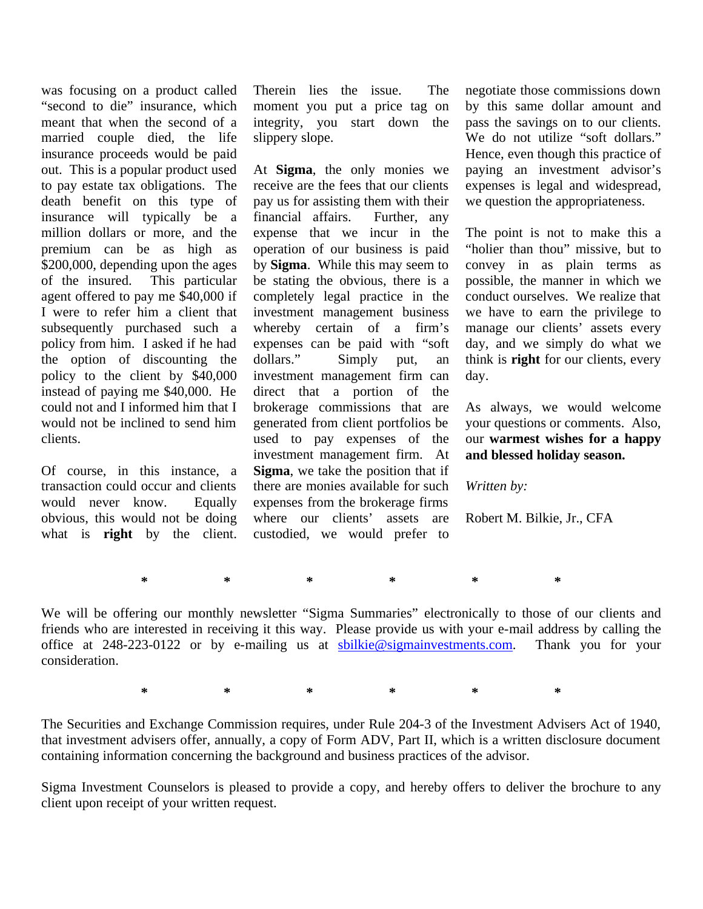was focusing on a product called "second to die" insurance, which meant that when the second of a married couple died, the life insurance proceeds would be paid out. This is a popular product used to pay estate tax obligations. The death benefit on this type of insurance will typically be a million dollars or more, and the premium can be as high as $200,000, depending upon the ages of the insured. This particular agent offered to pay me $40,000 if I were to refer him a client that subsequently purchased such a policy from him. I asked if he had the option of discounting the policy to the client by $40,000 instead of paying me $40,000. He could not and I informed him that I would not be inclined to send him clients.

Of course, in this instance, a transaction could occur and clients would never know. Equally obvious, this would not be doing what is **right** by the client. Therein lies the issue. The moment you put a price tag on integrity, you start down the slippery slope.

At **Sigma**, the only monies we receive are the fees that our clients pay us for assisting them with their financial affairs. Further, any expense that we incur in the operation of our business is paid by **Sigma**. While this may seem to be stating the obvious, there is a completely legal practice in the investment management business whereby certain of a firm's expenses can be paid with "soft dollars." Simply put, an investment management firm can direct that a portion of the brokerage commissions that are generated from client portfolios be used to pay expenses of the investment management firm. At **Sigma**, we take the position that if there are monies available for such expenses from the brokerage firms where our clients' assets are custodied, we would prefer to negotiate those commissions down by this same dollar amount and pass the savings on to our clients. We do not utilize "soft dollars." Hence, even though this practice of paying an investment advisor's expenses is legal and widespread, we question the appropriateness.

The point is not to make this a "holier than thou" missive, but to convey in as plain terms as possible, the manner in which we conduct ourselves. We realize that we have to earn the privilege to manage our clients' assets every day, and we simply do what we think is **right** for our clients, every day.

As always, we would welcome your questions or comments. Also, our **warmest wishes for a happy and blessed holiday season.**

*Written by:*

Robert M. Bilkie, Jr., CFA

\*　　\*　　\*　　\*　　\*　　\*

We will be offering our monthly newsletter "Sigma Summaries" electronically to those of our clients and friends who are interested in receiving it this way. Please provide us with your e-mail address by calling the office at 248-223-0122 or by e-mailing us at sbilkie@sigmainvestments.com. Thank you for your consideration.

\*　　\*　　\*　　\*　　\*　　\*

The Securities and Exchange Commission requires, under Rule 204-3 of the Investment Advisers Act of 1940, that investment advisers offer, annually, a copy of Form ADV, Part II, which is a written disclosure document containing information concerning the background and business practices of the advisor.

Sigma Investment Counselors is pleased to provide a copy, and hereby offers to deliver the brochure to any client upon receipt of your written request.